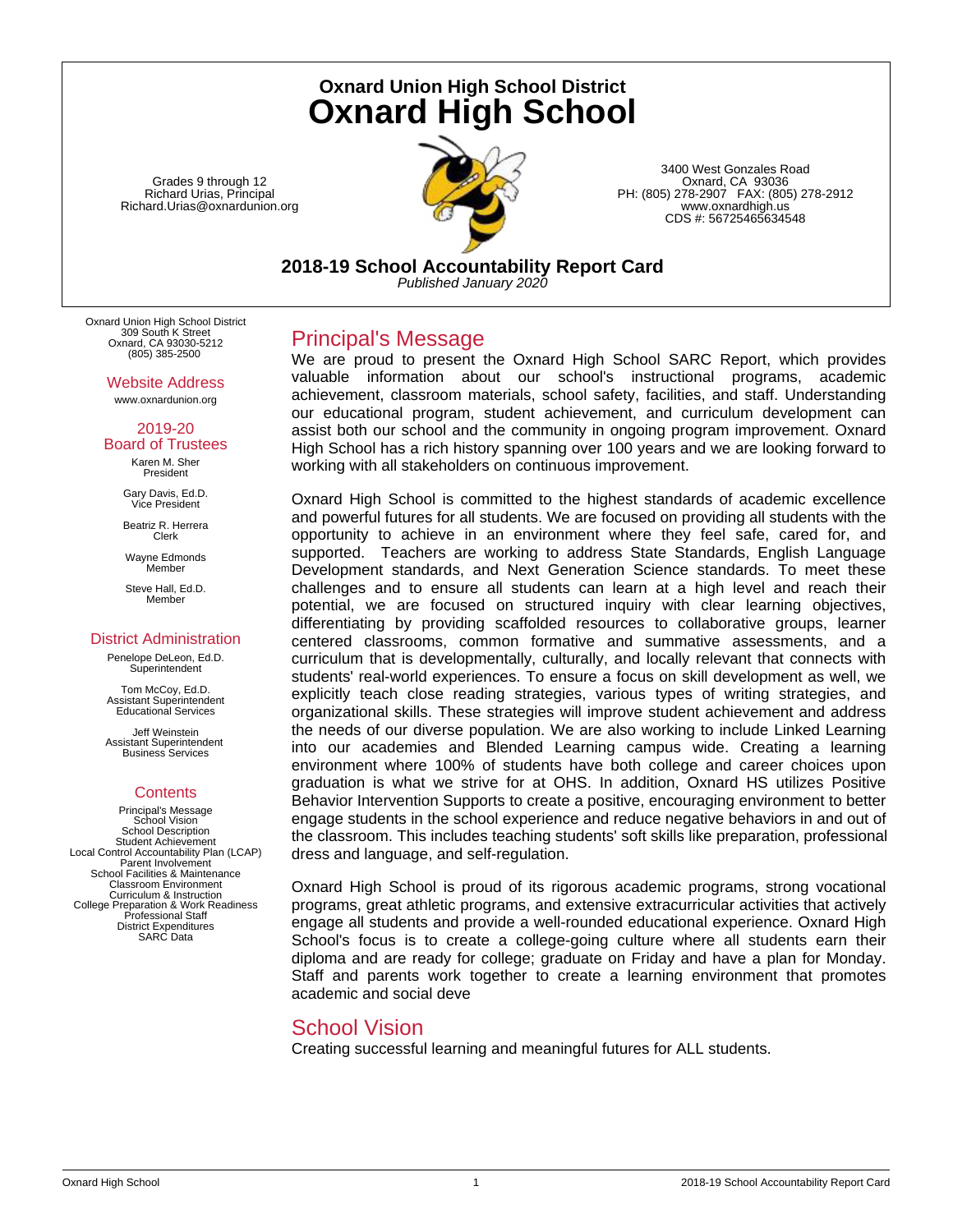# Oxnard Union High School District
# Oxnard High School

Grades 9 through 12
Richard Urias, Principal
Richard.Urias@oxnardunion.org

3400 West Gonzales Road
Oxnard, CA 93036
PH: (805) 278-2907 FAX: (805) 278-2912
www.oxnardhigh.us
CDS #: 56725465634548

## 2018-19 School Accountability Report Card

*Published January 2020*

Oxnard Union High School District
309 South K Street
Oxnard, CA 93030-5212
(805) 385-2500

### Website Address

www.oxnardunion.org

### 2019-20 Board of Trustees

Karen M. Sher
President

Gary Davis, Ed.D.
Vice President

Beatriz R. Herrera
Clerk

Wayne Edmonds
Member

Steve Hall, Ed.D.
Member

### District Administration

Penelope DeLeon, Ed.D.
Superintendent

Tom McCoy, Ed.D.
Assistant Superintendent
Educational Services

Jeff Weinstein
Assistant Superintendent
Business Services

### Contents

Principal's Message
School Vision
School Description
Student Achievement
Local Control Accountability Plan (LCAP)
Parent Involvement
School Facilities & Maintenance
Classroom Environment
Curriculum & Instruction
College Preparation & Work Readiness
Professional Staff
District Expenditures
SARC Data

## Principal's Message

We are proud to present the Oxnard High School SARC Report, which provides valuable information about our school's instructional programs, academic achievement, classroom materials, school safety, facilities, and staff. Understanding our educational program, student achievement, and curriculum development can assist both our school and the community in ongoing program improvement. Oxnard High School has a rich history spanning over 100 years and we are looking forward to working with all stakeholders on continuous improvement.

Oxnard High School is committed to the highest standards of academic excellence and powerful futures for all students. We are focused on providing all students with the opportunity to achieve in an environment where they feel safe, cared for, and supported. Teachers are working to address State Standards, English Language Development standards, and Next Generation Science standards. To meet these challenges and to ensure all students can learn at a high level and reach their potential, we are focused on structured inquiry with clear learning objectives, differentiating by providing scaffolded resources to collaborative groups, learner centered classrooms, common formative and summative assessments, and a curriculum that is developmentally, culturally, and locally relevant that connects with students' real-world experiences. To ensure a focus on skill development as well, we explicitly teach close reading strategies, various types of writing strategies, and organizational skills. These strategies will improve student achievement and address the needs of our diverse population. We are also working to include Linked Learning into our academies and Blended Learning campus wide. Creating a learning environment where 100% of students have both college and career choices upon graduation is what we strive for at OHS. In addition, Oxnard HS utilizes Positive Behavior Intervention Supports to create a positive, encouraging environment to better engage students in the school experience and reduce negative behaviors in and out of the classroom. This includes teaching students' soft skills like preparation, professional dress and language, and self-regulation.

Oxnard High School is proud of its rigorous academic programs, strong vocational programs, great athletic programs, and extensive extracurricular activities that actively engage all students and provide a well-rounded educational experience. Oxnard High School's focus is to create a college-going culture where all students earn their diploma and are ready for college; graduate on Friday and have a plan for Monday. Staff and parents work together to create a learning environment that promotes academic and social deve

## School Vision

Creating successful learning and meaningful futures for ALL students.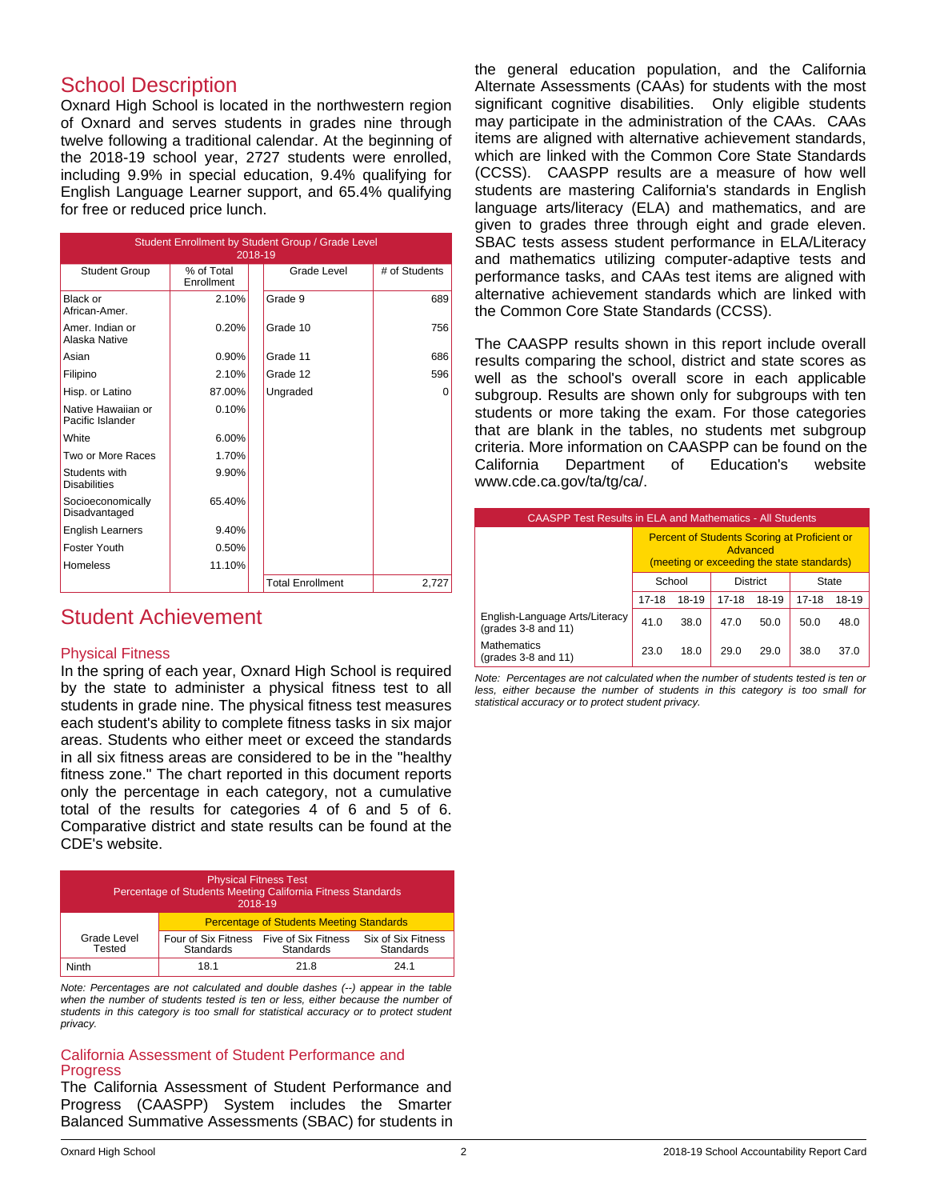## School Description

Oxnard High School is located in the northwestern region of Oxnard and serves students in grades nine through twelve following a traditional calendar. At the beginning of the 2018-19 school year, 2727 students were enrolled, including 9.9% in special education, 9.4% qualifying for English Language Learner support, and 65.4% qualifying for free or reduced price lunch.

| Student Enrollment by Student Group / Grade Level 2018-19 | | | |
|---|---|---|---|
| Student Group | % of Total Enrollment | Grade Level | # of Students |
| Black or African-Amer. | 2.10% | Grade 9 | 689 |
| Amer. Indian or Alaska Native | 0.20% | Grade 10 | 756 |
| Asian | 0.90% | Grade 11 | 686 |
| Filipino | 2.10% | Grade 12 | 596 |
| Hisp. or Latino | 87.00% | Ungraded | 0 |
| Native Hawaiian or Pacific Islander | 0.10% | | |
| White | 6.00% | | |
| Two or More Races | 1.70% | | |
| Students with Disabilities | 9.90% | | |
| Socioeconomically Disadvantaged | 65.40% | | |
| English Learners | 9.40% | | |
| Foster Youth | 0.50% | | |
| Homeless | 11.10% | | |
| | | Total Enrollment | 2,727 |

## Student Achievement

### Physical Fitness

In the spring of each year, Oxnard High School is required by the state to administer a physical fitness test to all students in grade nine. The physical fitness test measures each student's ability to complete fitness tasks in six major areas. Students who either meet or exceed the standards in all six fitness areas are considered to be in the "healthy fitness zone." The chart reported in this document reports only the percentage in each category, not a cumulative total of the results for categories 4 of 6 and 5 of 6. Comparative district and state results can be found at the CDE's website.

| Physical Fitness Test Percentage of Students Meeting California Fitness Standards 2018-19 | | | |
|---|---|---|---|
| | Percentage of Students Meeting Standards | | |
| Grade Level Tested | Four of Six Fitness Standards | Five of Six Fitness Standards | Six of Six Fitness Standards |
| Ninth | 18.1 | 21.8 | 24.1 |

*Note: Percentages are not calculated and double dashes (--) appear in the table when the number of students tested is ten or less, either because the number of students in this category is too small for statistical accuracy or to protect student privacy.*

### California Assessment of Student Performance and Progress

The California Assessment of Student Performance and Progress (CAASPP) System includes the Smarter Balanced Summative Assessments (SBAC) for students in the general education population, and the California Alternate Assessments (CAAs) for students with the most significant cognitive disabilities. Only eligible students may participate in the administration of the CAAs. CAAs items are aligned with alternative achievement standards, which are linked with the Common Core State Standards (CCSS). CAASPP results are a measure of how well students are mastering California's standards in English language arts/literacy (ELA) and mathematics, and are given to grades three through eight and grade eleven. SBAC tests assess student performance in ELA/Literacy and mathematics utilizing computer-adaptive tests and performance tasks, and CAAs test items are aligned with alternative achievement standards which are linked with the Common Core State Standards (CCSS).

The CAASPP results shown in this report include overall results comparing the school, district and state scores as well as the school's overall score in each applicable subgroup. Results are shown only for subgroups with ten students or more taking the exam. For those categories that are blank in the tables, no students met subgroup criteria. More information on CAASPP can be found on the California Department of Education's website www.cde.ca.gov/ta/tg/ca/.

| CAASPP Test Results in ELA and Mathematics - All Students | | | | | | |
|---|---|---|---|---|---|---|
| | Percent of Students Scoring at Proficient or Advanced (meeting or exceeding the state standards) | | | | | |
| | School | | District | | State | |
| | 17-18 | 18-19 | 17-18 | 18-19 | 17-18 | 18-19 |
| English-Language Arts/Literacy (grades 3-8 and 11) | 41.0 | 38.0 | 47.0 | 50.0 | 50.0 | 48.0 |
| Mathematics (grades 3-8 and 11) | 23.0 | 18.0 | 29.0 | 29.0 | 38.0 | 37.0 |

*Note: Percentages are not calculated when the number of students tested is ten or less, either because the number of students in this category is too small for statistical accuracy or to protect student privacy.*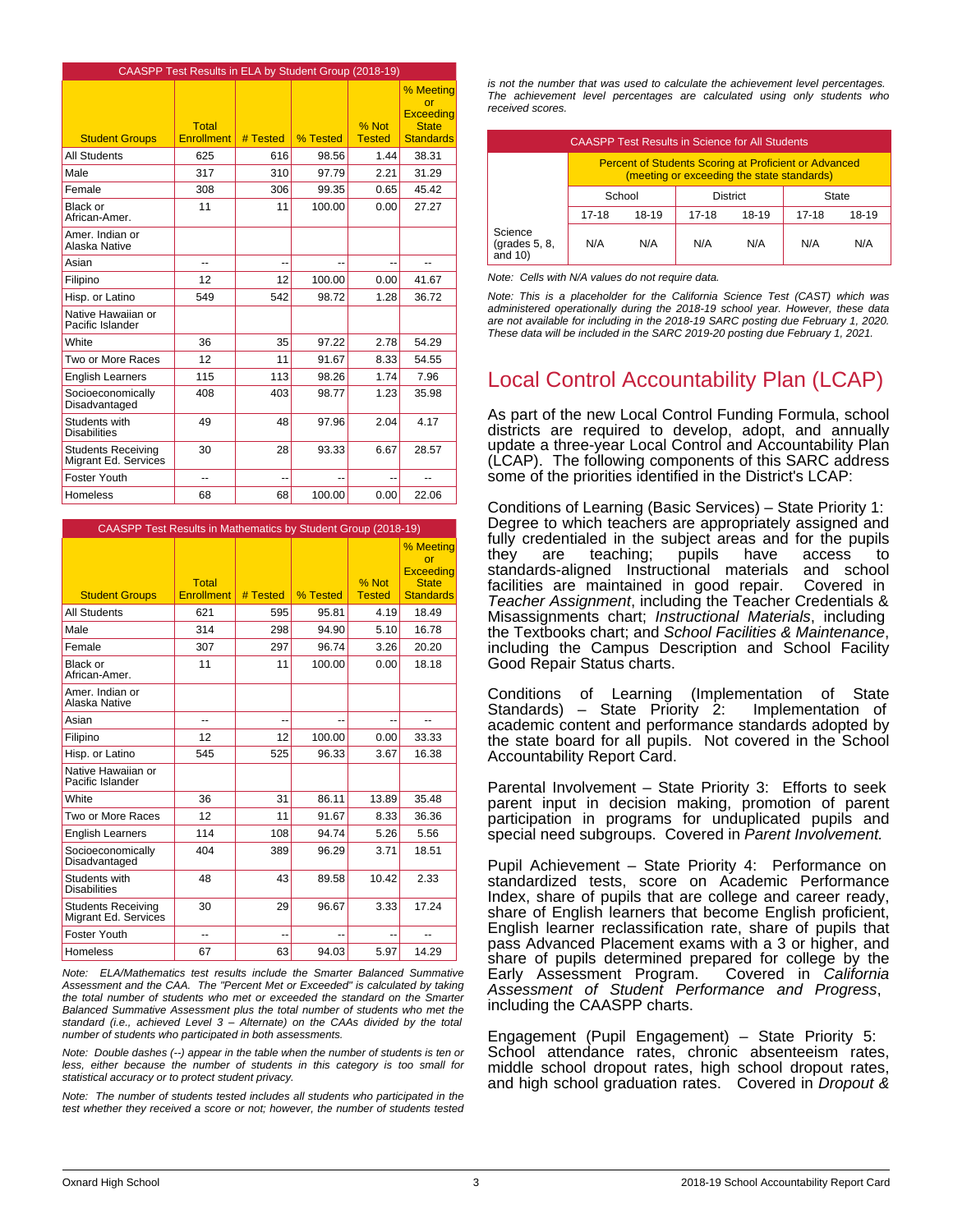| CAASPP Test Results in ELA by Student Group (2018-19) | | | | | |
|---|---|---|---|---|---|
| Student Groups | Total Enrollment | # Tested | % Tested | % Not Tested | % Meeting or Exceeding State Standards |
| All Students | 625 | 616 | 98.56 | 1.44 | 38.31 |
| Male | 317 | 310 | 97.79 | 2.21 | 31.29 |
| Female | 308 | 306 | 99.35 | 0.65 | 45.42 |
| Black or African-Amer. | 11 | 11 | 100.00 | 0.00 | 27.27 |
| Amer. Indian or Alaska Native | | | | | |
| Asian | -- | -- | -- | -- | -- |
| Filipino | 12 | 12 | 100.00 | 0.00 | 41.67 |
| Hisp. or Latino | 549 | 542 | 98.72 | 1.28 | 36.72 |
| Native Hawaiian or Pacific Islander | | | | | |
| White | 36 | 35 | 97.22 | 2.78 | 54.29 |
| Two or More Races | 12 | 11 | 91.67 | 8.33 | 54.55 |
| English Learners | 115 | 113 | 98.26 | 1.74 | 7.96 |
| Socioeconomically Disadvantaged | 408 | 403 | 98.77 | 1.23 | 35.98 |
| Students with Disabilities | 49 | 48 | 97.96 | 2.04 | 4.17 |
| Students Receiving Migrant Ed. Services | 30 | 28 | 93.33 | 6.67 | 28.57 |
| Foster Youth | -- | -- | -- | -- | -- |
| Homeless | 68 | 68 | 100.00 | 0.00 | 22.06 |

| CAASPP Test Results in Mathematics by Student Group (2018-19) | | | | | |
|---|---|---|---|---|---|
| Student Groups | Total Enrollment | # Tested | % Tested | % Not Tested | % Meeting or Exceeding State Standards |
| All Students | 621 | 595 | 95.81 | 4.19 | 18.49 |
| Male | 314 | 298 | 94.90 | 5.10 | 16.78 |
| Female | 307 | 297 | 96.74 | 3.26 | 20.20 |
| Black or African-Amer. | 11 | 11 | 100.00 | 0.00 | 18.18 |
| Amer. Indian or Alaska Native | | | | | |
| Asian | -- | -- | -- | -- | -- |
| Filipino | 12 | 12 | 100.00 | 0.00 | 33.33 |
| Hisp. or Latino | 545 | 525 | 96.33 | 3.67 | 16.38 |
| Native Hawaiian or Pacific Islander | | | | | |
| White | 36 | 31 | 86.11 | 13.89 | 35.48 |
| Two or More Races | 12 | 11 | 91.67 | 8.33 | 36.36 |
| English Learners | 114 | 108 | 94.74 | 5.26 | 5.56 |
| Socioeconomically Disadvantaged | 404 | 389 | 96.29 | 3.71 | 18.51 |
| Students with Disabilities | 48 | 43 | 89.58 | 10.42 | 2.33 |
| Students Receiving Migrant Ed. Services | 30 | 29 | 96.67 | 3.33 | 17.24 |
| Foster Youth | -- | -- | -- | -- | -- |
| Homeless | 67 | 63 | 94.03 | 5.97 | 14.29 |

*Note: ELA/Mathematics test results include the Smarter Balanced Summative Assessment and the CAA. The "Percent Met or Exceeded" is calculated by taking the total number of students who met or exceeded the standard on the Smarter Balanced Summative Assessment plus the total number of students who met the standard (i.e., achieved Level 3 – Alternate) on the CAAs divided by the total number of students who participated in both assessments.*

*Note: Double dashes (--) appear in the table when the number of students is ten or less, either because the number of students in this category is too small for statistical accuracy or to protect student privacy.*

*Note: The number of students tested includes all students who participated in the test whether they received a score or not; however, the number of students tested is not the number that was used to calculate the achievement level percentages. The achievement level percentages are calculated using only students who received scores.*

| CAASPP Test Results in Science for All Students | | | | | | |
|---|---|---|---|---|---|---|
| | Percent of Students Scoring at Proficient or Advanced (meeting or exceeding the state standards) | | | | | |
| | School | | District | | State | |
| | 17-18 | 18-19 | 17-18 | 18-19 | 17-18 | 18-19 |
| Science (grades 5, 8, and 10) | N/A | N/A | N/A | N/A | N/A | N/A |

*Note: Cells with N/A values do not require data.*

*Note: This is a placeholder for the California Science Test (CAST) which was administered operationally during the 2018-19 school year. However, these data are not available for including in the 2018-19 SARC posting due February 1, 2020. These data will be included in the SARC 2019-20 posting due February 1, 2021.*

# Local Control Accountability Plan (LCAP)

As part of the new Local Control Funding Formula, school districts are required to develop, adopt, and annually update a three-year Local Control and Accountability Plan (LCAP). The following components of this SARC address some of the priorities identified in the District's LCAP:

Conditions of Learning (Basic Services) – State Priority 1: Degree to which teachers are appropriately assigned and fully credentialed in the subject areas and for the pupils they are teaching; pupils have access to standards-aligned Instructional materials and school facilities are maintained in good repair. Covered in *Teacher Assignment*, including the Teacher Credentials & Misassignments chart; *Instructional Materials*, including the Textbooks chart; and *School Facilities & Maintenance*, including the Campus Description and School Facility Good Repair Status charts.

Conditions of Learning (Implementation of State Standards) – State Priority 2: Implementation of academic content and performance standards adopted by the state board for all pupils. Not covered in the School Accountability Report Card.

Parental Involvement – State Priority 3: Efforts to seek parent input in decision making, promotion of parent participation in programs for unduplicated pupils and special need subgroups. Covered in *Parent Involvement.*

Pupil Achievement – State Priority 4: Performance on standardized tests, score on Academic Performance Index, share of pupils that are college and career ready, share of English learners that become English proficient, English learner reclassification rate, share of pupils that pass Advanced Placement exams with a 3 or higher, and share of pupils determined prepared for college by the Early Assessment Program. Covered in *California Assessment of Student Performance and Progress*, including the CAASPP charts.

Engagement (Pupil Engagement) – State Priority 5: School attendance rates, chronic absenteeism rates, middle school dropout rates, high school dropout rates, and high school graduation rates. Covered in *Dropout &*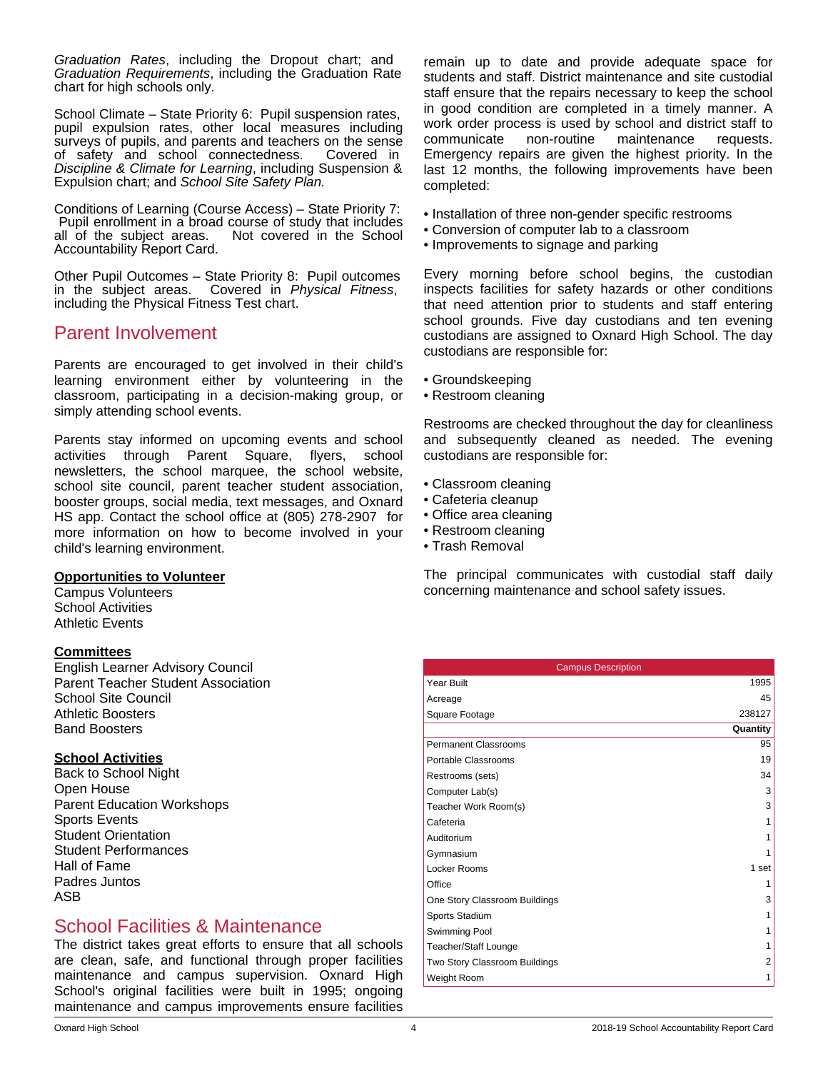*Graduation Rates*, including the Dropout chart; and *Graduation Requirements*, including the Graduation Rate chart for high schools only.

School Climate – State Priority 6: Pupil suspension rates, pupil expulsion rates, other local measures including surveys of pupils, and parents and teachers on the sense of safety and school connectedness. Covered in *Discipline & Climate for Learning*, including Suspension & Expulsion chart; and *School Site Safety Plan.*

Conditions of Learning (Course Access) – State Priority 7: Pupil enrollment in a broad course of study that includes all of the subject areas. Not covered in the School Accountability Report Card.

Other Pupil Outcomes – State Priority 8: Pupil outcomes in the subject areas. Covered in *Physical Fitness*, including the Physical Fitness Test chart.

## Parent Involvement

Parents are encouraged to get involved in their child's learning environment either by volunteering in the classroom, participating in a decision-making group, or simply attending school events.

Parents stay informed on upcoming events and school activities through Parent Square, flyers, school newsletters, the school marquee, the school website, school site council, parent teacher student association, booster groups, social media, text messages, and Oxnard HS app. Contact the school office at (805) 278-2907 for more information on how to become involved in your child's learning environment.

**Opportunities to Volunteer**
Campus Volunteers
School Activities
Athletic Events

**Committees**
English Learner Advisory Council
Parent Teacher Student Association
School Site Council
Athletic Boosters
Band Boosters

**School Activities**
Back to School Night
Open House
Parent Education Workshops
Sports Events
Student Orientation
Student Performances
Hall of Fame
Padres Juntos
ASB

## School Facilities & Maintenance

The district takes great efforts to ensure that all schools are clean, safe, and functional through proper facilities maintenance and campus supervision. Oxnard High School's original facilities were built in 1995; ongoing maintenance and campus improvements ensure facilities remain up to date and provide adequate space for students and staff. District maintenance and site custodial staff ensure that the repairs necessary to keep the school in good condition are completed in a timely manner. A work order process is used by school and district staff to communicate non-routine maintenance requests. Emergency repairs are given the highest priority. In the last 12 months, the following improvements have been completed:

- Installation of three non-gender specific restrooms
- Conversion of computer lab to a classroom
- Improvements to signage and parking

Every morning before school begins, the custodian inspects facilities for safety hazards or other conditions that need attention prior to students and staff entering school grounds. Five day custodians and ten evening custodians are assigned to Oxnard High School. The day custodians are responsible for:

- Groundskeeping
- Restroom cleaning

Restrooms are checked throughout the day for cleanliness and subsequently cleaned as needed. The evening custodians are responsible for:

- Classroom cleaning
- Cafeteria cleanup
- Office area cleaning
- Restroom cleaning
- Trash Removal

The principal communicates with custodial staff daily concerning maintenance and school safety issues.

| Campus Description | |
|---|---|
| Year Built | 1995 |
| Acreage | 45 |
| Square Footage | 238127 |
| | **Quantity** |
| Permanent Classrooms | 95 |
| Portable Classrooms | 19 |
| Restrooms (sets) | 34 |
| Computer Lab(s) | 3 |
| Teacher Work Room(s) | 3 |
| Cafeteria | 1 |
| Auditorium | 1 |
| Gymnasium | 1 |
| Locker Rooms | 1 set |
| Office | 1 |
| One Story Classroom Buildings | 3 |
| Sports Stadium | 1 |
| Swimming Pool | 1 |
| Teacher/Staff Lounge | 1 |
| Two Story Classroom Buildings | 2 |
| Weight Room | 1 |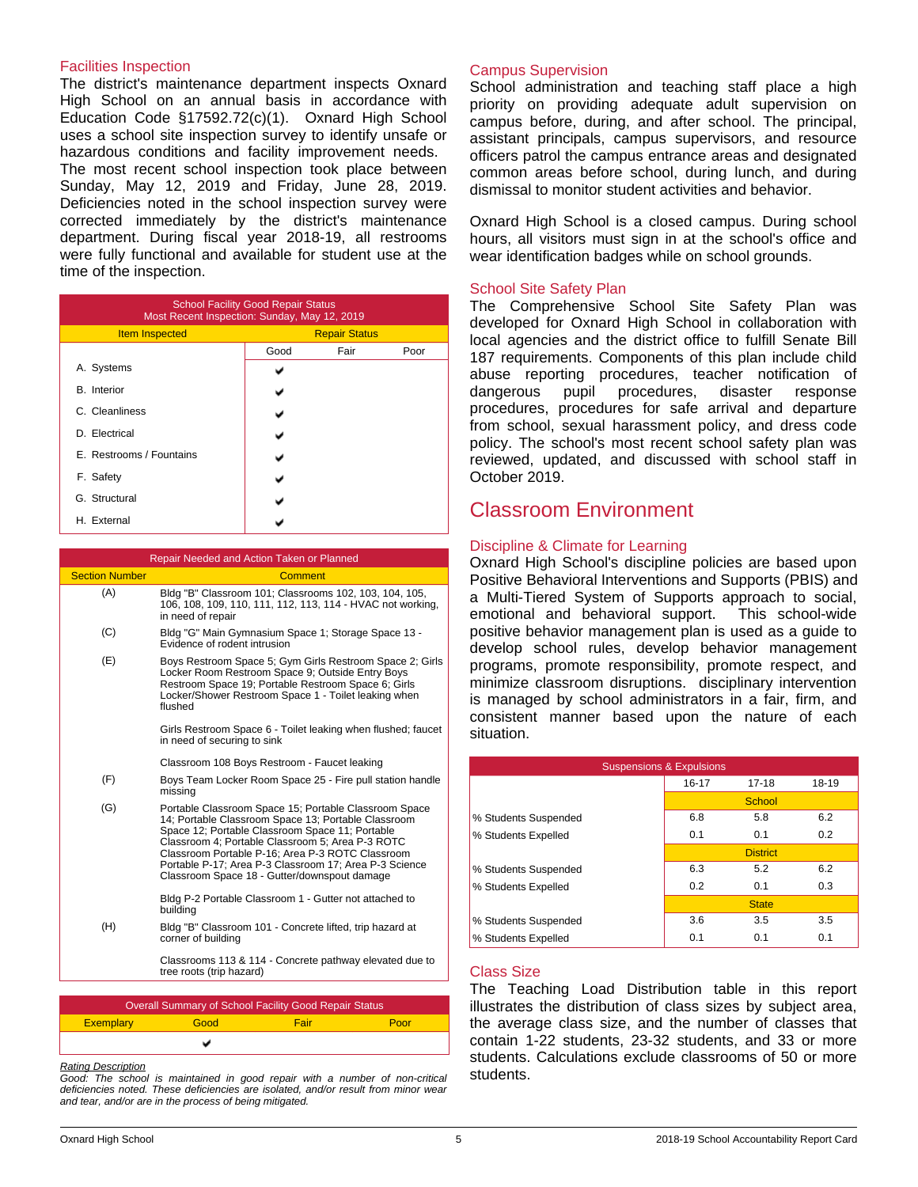### Facilities Inspection

The district's maintenance department inspects Oxnard High School on an annual basis in accordance with Education Code §17592.72(c)(1). Oxnard High School uses a school site inspection survey to identify unsafe or hazardous conditions and facility improvement needs. The most recent school inspection took place between Sunday, May 12, 2019 and Friday, June 28, 2019. Deficiencies noted in the school inspection survey were corrected immediately by the district's maintenance department. During fiscal year 2018-19, all restrooms were fully functional and available for student use at the time of the inspection.

| School Facility Good Repair Status<br>Most Recent Inspection: Sunday, May 12, 2019 | | | |
|---|---|---|---|
| Item Inspected | Repair Status | | |
| | Good | Fair | Poor |
| A. Systems | ✔ | | |
| B. Interior | ✔ | | |
| C. Cleanliness | ✔ | | |
| D. Electrical | ✔ | | |
| E. Restrooms / Fountains | ✔ | | |
| F. Safety | ✔ | | |
| G. Structural | ✔ | | |
| H. External | ✔ | | |

| Repair Needed and Action Taken or Planned | |
|---|---|
| Section Number | Comment |
| (A) | Bldg "B" Classroom 101; Classrooms 102, 103, 104, 105, 106, 108, 109, 110, 111, 112, 113, 114 - HVAC not working, in need of repair |
| (C) | Bldg "G" Main Gymnasium Space 1; Storage Space 13 - Evidence of rodent intrusion |
| (E) | Boys Restroom Space 5; Gym Girls Restroom Space 2; Girls Locker Room Restroom Space 9; Outside Entry Boys Restroom Space 19; Portable Restroom Space 6; Girls Locker/Shower Restroom Space 1 - Toilet leaking when flushed |
| | Girls Restroom Space 6 - Toilet leaking when flushed; faucet in need of securing to sink |
| | Classroom 108 Boys Restroom - Faucet leaking |
| (F) | Boys Team Locker Room Space 25 - Fire pull station handle missing |
| (G) | Portable Classroom Space 15; Portable Classroom Space 14; Portable Classroom 13; Portable Classroom Space 12; Portable Classroom 11; Portable Classroom 4; Portable Classroom 5; Area P-3 ROTC Classroom Portable P-16; Area P-3 ROTC Classroom Portable P-17; Area P-3 Classroom 17; Area P-3 Science Classroom Space 18 - Gutter/downspout damage |
| | Bldg P-2 Portable Classroom 1 - Gutter not attached to building |
| (H) | Bldg "B" Classroom 101 - Concrete lifted, trip hazard at corner of building |
| | Classrooms 113 & 114 - Concrete pathway elevated due to tree roots (trip hazard) |

| Overall Summary of School Facility Good Repair Status | | | |
|---|---|---|---|
| Exemplary | Good | Fair | Poor |
| | ✔ | | |

*Rating Description*
*Good: The school is maintained in good repair with a number of non-critical deficiencies noted. These deficiencies are isolated, and/or result from minor wear and tear, and/or are in the process of being mitigated.*

### Campus Supervision

School administration and teaching staff place a high priority on providing adequate adult supervision on campus before, during, and after school. The principal, assistant principals, campus supervisors, and resource officers patrol the campus entrance areas and designated common areas before school, during lunch, and during dismissal to monitor student activities and behavior.

Oxnard High School is a closed campus. During school hours, all visitors must sign in at the school's office and wear identification badges while on school grounds.

### School Site Safety Plan

The Comprehensive School Site Safety Plan was developed for Oxnard High School in collaboration with local agencies and the district office to fulfill Senate Bill 187 requirements. Components of this plan include child abuse reporting procedures, teacher notification of dangerous pupil procedures, disaster response procedures, procedures for safe arrival and departure from school, sexual harassment policy, and dress code policy. The school's most recent school safety plan was reviewed, updated, and discussed with school staff in October 2019.

## Classroom Environment

### Discipline & Climate for Learning

Oxnard High School's discipline policies are based upon Positive Behavioral Interventions and Supports (PBIS) and a Multi-Tiered System of Supports approach to social, emotional and behavioral support. This school-wide positive behavior management plan is used as a guide to develop school rules, develop behavior management programs, promote responsibility, promote respect, and minimize classroom disruptions. disciplinary intervention is managed by school administrators in a fair, firm, and consistent manner based upon the nature of each situation.

| Suspensions & Expulsions | | | |
|---|---|---|---|
| | 16-17 | 17-18 | 18-19 |
| | School | | |
| % Students Suspended | 6.8 | 5.8 | 6.2 |
| % Students Expelled | 0.1 | 0.1 | 0.2 |
| | District | | |
| % Students Suspended | 6.3 | 5.2 | 6.2 |
| % Students Expelled | 0.2 | 0.1 | 0.3 |
| | State | | |
| % Students Suspended | 3.6 | 3.5 | 3.5 |
| % Students Expelled | 0.1 | 0.1 | 0.1 |

### Class Size

The Teaching Load Distribution table in this report illustrates the distribution of class sizes by subject area, the average class size, and the number of classes that contain 1-22 students, 23-32 students, and 33 or more students. Calculations exclude classrooms of 50 or more students.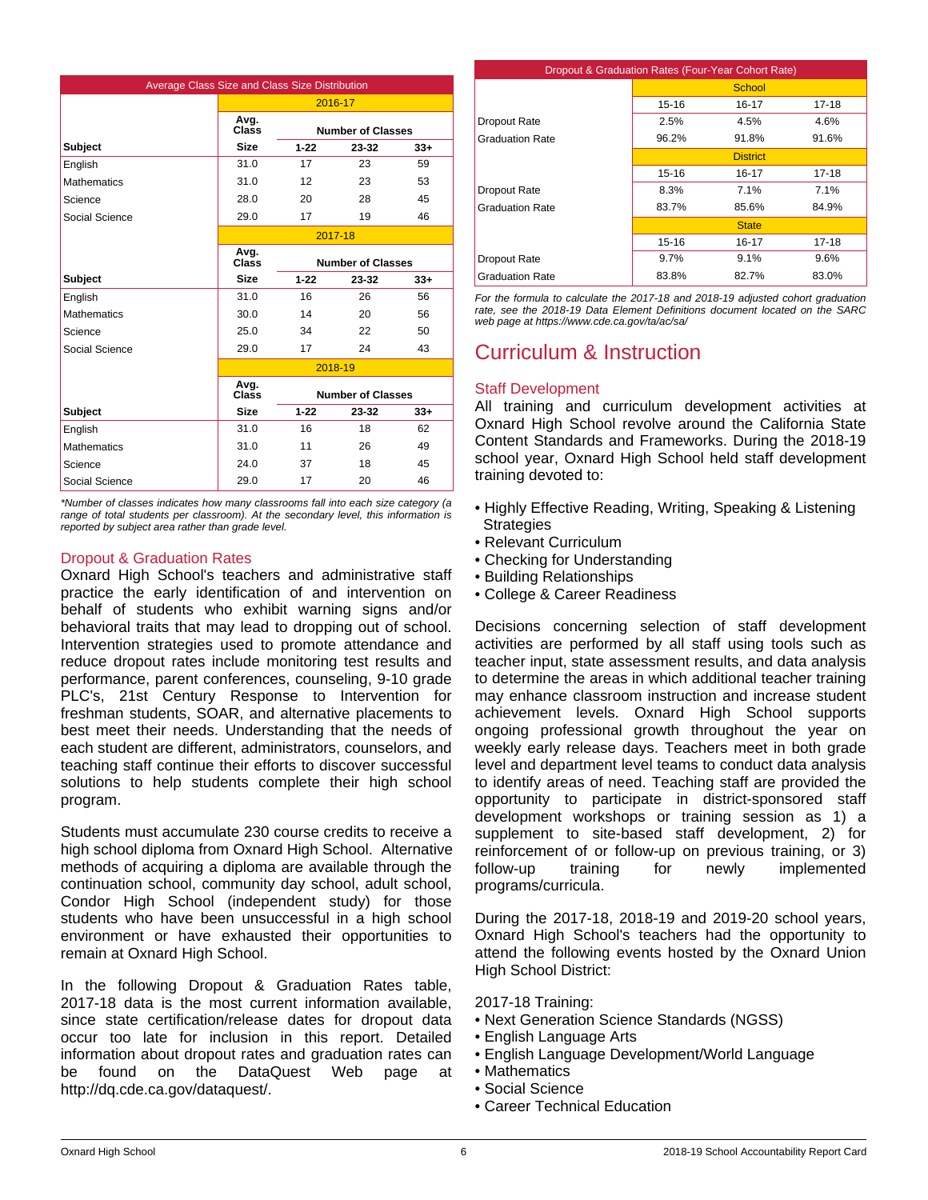| Average Class Size and Class Size Distribution | | | | |
|---|---|---|---|---|
| | 2016-17 | | | |
| | Avg. Class | Number of Classes | | |
| Subject | Size | 1-22 | 23-32 | 33+ |
| English | 31.0 | 17 | 23 | 59 |
| Mathematics | 31.0 | 12 | 23 | 53 |
| Science | 28.0 | 20 | 28 | 45 |
| Social Science | 29.0 | 17 | 19 | 46 |
| | 2017-18 | | | |
| | Avg. Class | Number of Classes | | |
| Subject | Size | 1-22 | 23-32 | 33+ |
| English | 31.0 | 16 | 26 | 56 |
| Mathematics | 30.0 | 14 | 20 | 56 |
| Science | 25.0 | 34 | 22 | 50 |
| Social Science | 29.0 | 17 | 24 | 43 |
| | 2018-19 | | | |
| | Avg. Class | Number of Classes | | |
| Subject | Size | 1-22 | 23-32 | 33+ |
| English | 31.0 | 16 | 18 | 62 |
| Mathematics | 31.0 | 11 | 26 | 49 |
| Science | 24.0 | 37 | 18 | 45 |
| Social Science | 29.0 | 17 | 20 | 46 |

*\*Number of classes indicates how many classrooms fall into each size category (a range of total students per classroom). At the secondary level, this information is reported by subject area rather than grade level.*

## Dropout & Graduation Rates

Oxnard High School's teachers and administrative staff practice the early identification of and intervention on behalf of students who exhibit warning signs and/or behavioral traits that may lead to dropping out of school. Intervention strategies used to promote attendance and reduce dropout rates include monitoring test results and performance, parent conferences, counseling, 9-10 grade PLC's, 21st Century Response to Intervention for freshman students, SOAR, and alternative placements to best meet their needs. Understanding that the needs of each student are different, administrators, counselors, and teaching staff continue their efforts to discover successful solutions to help students complete their high school program.

Students must accumulate 230 course credits to receive a high school diploma from Oxnard High School. Alternative methods of acquiring a diploma are available through the continuation school, community day school, adult school, Condor High School (independent study) for those students who have been unsuccessful in a high school environment or have exhausted their opportunities to remain at Oxnard High School.

In the following Dropout & Graduation Rates table, 2017-18 data is the most current information available, since state certification/release dates for dropout data occur too late for inclusion in this report. Detailed information about dropout rates and graduation rates can be found on the DataQuest Web page at http://dq.cde.ca.gov/dataquest/.

| Dropout & Graduation Rates (Four-Year Cohort Rate) | | | |
|---|---|---|---|
| | School | | |
| | 15-16 | 16-17 | 17-18 |
| Dropout Rate | 2.5% | 4.5% | 4.6% |
| Graduation Rate | 96.2% | 91.8% | 91.6% |
| | District | | |
| | 15-16 | 16-17 | 17-18 |
| Dropout Rate | 8.3% | 7.1% | 7.1% |
| Graduation Rate | 83.7% | 85.6% | 84.9% |
| | State | | |
| | 15-16 | 16-17 | 17-18 |
| Dropout Rate | 9.7% | 9.1% | 9.6% |
| Graduation Rate | 83.8% | 82.7% | 83.0% |

*For the formula to calculate the 2017-18 and 2018-19 adjusted cohort graduation rate, see the 2018-19 Data Element Definitions document located on the SARC web page at https://www.cde.ca.gov/ta/ac/sa/*

# Curriculum & Instruction

## Staff Development

All training and curriculum development activities at Oxnard High School revolve around the California State Content Standards and Frameworks. During the 2018-19 school year, Oxnard High School held staff development training devoted to:

- Highly Effective Reading, Writing, Speaking & Listening Strategies
- Relevant Curriculum
- Checking for Understanding
- Building Relationships
- College & Career Readiness

Decisions concerning selection of staff development activities are performed by all staff using tools such as teacher input, state assessment results, and data analysis to determine the areas in which additional teacher training may enhance classroom instruction and increase student achievement levels. Oxnard High School supports ongoing professional growth throughout the year on weekly early release days. Teachers meet in both grade level and department level teams to conduct data analysis to identify areas of need. Teaching staff are provided the opportunity to participate in district-sponsored staff development workshops or training session as 1) a supplement to site-based staff development, 2) for reinforcement of or follow-up on previous training, or 3) follow-up training for newly implemented programs/curricula.

During the 2017-18, 2018-19 and 2019-20 school years, Oxnard High School's teachers had the opportunity to attend the following events hosted by the Oxnard Union High School District:

2017-18 Training:
- Next Generation Science Standards (NGSS)
- English Language Arts
- English Language Development/World Language
- Mathematics
- Social Science
- Career Technical Education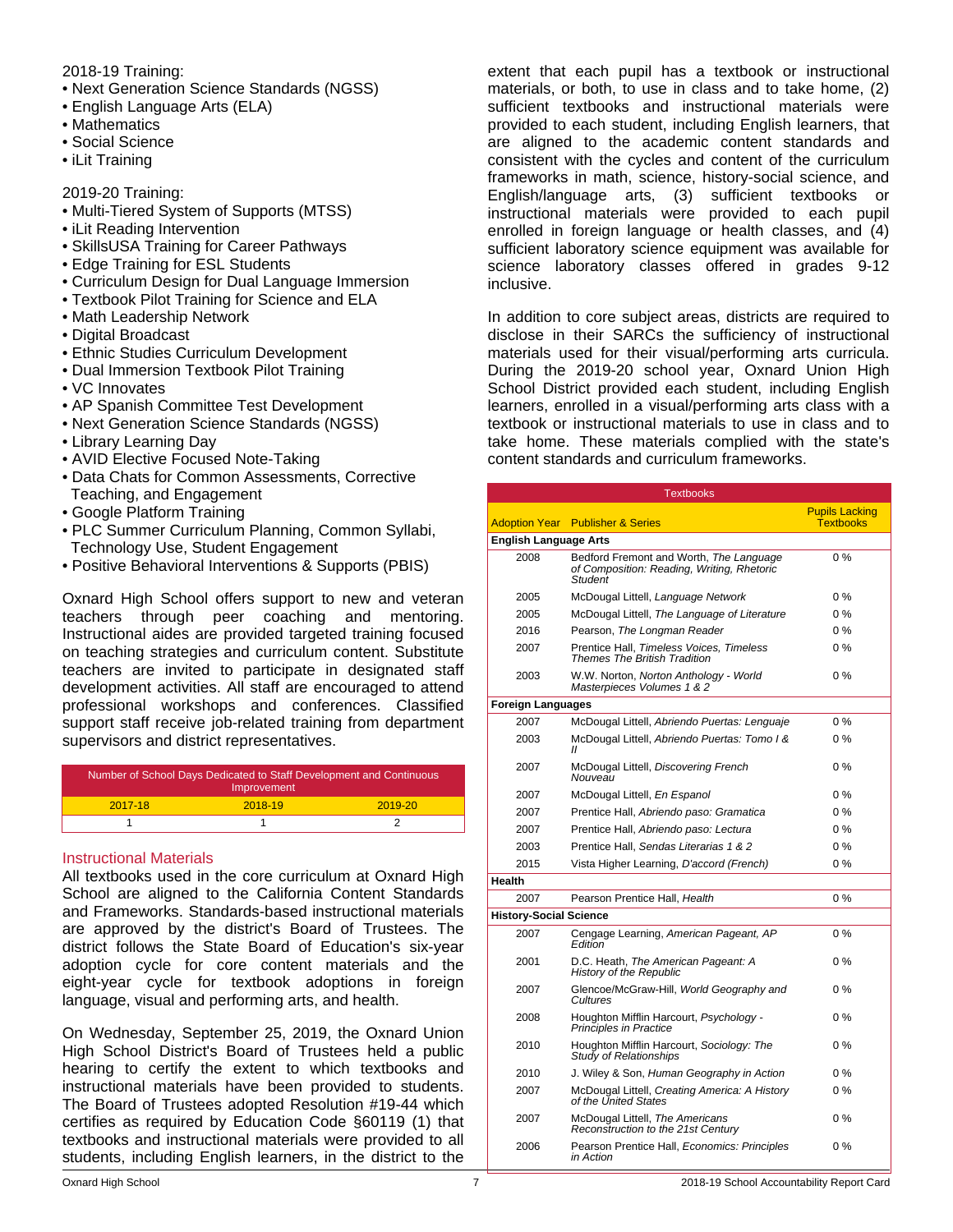2018-19 Training:

- Next Generation Science Standards (NGSS)
- English Language Arts (ELA)
- Mathematics
- Social Science
- iLit Training

2019-20 Training:

- Multi-Tiered System of Supports (MTSS)
- iLit Reading Intervention
- SkillsUSA Training for Career Pathways
- Edge Training for ESL Students
- Curriculum Design for Dual Language Immersion
- Textbook Pilot Training for Science and ELA
- Math Leadership Network
- Digital Broadcast
- Ethnic Studies Curriculum Development
- Dual Immersion Textbook Pilot Training
- VC Innovates
- AP Spanish Committee Test Development
- Next Generation Science Standards (NGSS)
- Library Learning Day
- AVID Elective Focused Note-Taking
- Data Chats for Common Assessments, Corrective Teaching, and Engagement
- Google Platform Training
- PLC Summer Curriculum Planning, Common Syllabi, Technology Use, Student Engagement
- Positive Behavioral Interventions & Supports (PBIS)

Oxnard High School offers support to new and veteran teachers through peer coaching and mentoring. Instructional aides are provided targeted training focused on teaching strategies and curriculum content. Substitute teachers are invited to participate in designated staff development activities. All staff are encouraged to attend professional workshops and conferences. Classified support staff receive job-related training from department supervisors and district representatives.

| Number of School Days Dedicated to Staff Development and Continuous Improvement | | |
|---|---|---|
| 2017-18 | 2018-19 | 2019-20 |
| 1 | 1 | 2 |

## Instructional Materials

All textbooks used in the core curriculum at Oxnard High School are aligned to the California Content Standards and Frameworks. Standards-based instructional materials are approved by the district's Board of Trustees. The district follows the State Board of Education's six-year adoption cycle for core content materials and the eight-year cycle for textbook adoptions in foreign language, visual and performing arts, and health.

On Wednesday, September 25, 2019, the Oxnard Union High School District's Board of Trustees held a public hearing to certify the extent to which textbooks and instructional materials have been provided to students. The Board of Trustees adopted Resolution #19-44 which certifies as required by Education Code §60119 (1) that textbooks and instructional materials were provided to all students, including English learners, in the district to the extent that each pupil has a textbook or instructional materials, or both, to use in class and to take home, (2) sufficient textbooks and instructional materials were provided to each student, including English learners, that are aligned to the academic content standards and consistent with the cycles and content of the curriculum frameworks in math, science, history-social science, and English/language arts, (3) sufficient textbooks or instructional materials were provided to each pupil enrolled in foreign language or health classes, and (4) sufficient laboratory science equipment was available for science laboratory classes offered in grades 9-12 inclusive.

In addition to core subject areas, districts are required to disclose in their SARCs the sufficiency of instructional materials used for their visual/performing arts curricula. During the 2019-20 school year, Oxnard Union High School District provided each student, including English learners, enrolled in a visual/performing arts class with a textbook or instructional materials to use in class and to take home. These materials complied with the state's content standards and curriculum frameworks.

| Textbooks | | |
|---|---|---|
| **Adoption Year** | **Publisher & Series** | **Pupils Lacking Textbooks** |
| **English Language Arts** | | |
| 2008 | Bedford Fremont and Worth, *The Language of Composition: Reading, Writing, Rhetoric Student* | 0 % |
| 2005 | McDougal Littell, *Language Network* | 0 % |
| 2005 | McDougal Littell, *The Language of Literature* | 0 % |
| 2016 | Pearson, *The Longman Reader* | 0 % |
| 2007 | Prentice Hall, *Timeless Voices, Timeless Themes The British Tradition* | 0 % |
| 2003 | W.W. Norton, *Norton Anthology - World Masterpieces Volumes 1 & 2* | 0 % |
| **Foreign Languages** | | |
| 2007 | McDougal Littell, *Abriendo Puertas: Lenguaje* | 0 % |
| 2003 | McDougal Littell, *Abriendo Puertas: Tomo I & II* | 0 % |
| 2007 | McDougal Littell, *Discovering French Nouveau* | 0 % |
| 2007 | McDougal Littell, *En Espanol* | 0 % |
| 2007 | Prentice Hall, *Abriendo paso: Gramatica* | 0 % |
| 2007 | Prentice Hall, *Abriendo paso: Lectura* | 0 % |
| 2003 | Prentice Hall, *Sendas Literarias 1 & 2* | 0 % |
| 2015 | Vista Higher Learning, *D'accord (French)* | 0 % |
| **Health** | | |
| 2007 | Pearson Prentice Hall, *Health* | 0 % |
| **History-Social Science** | | |
| 2007 | Cengage Learning, *American Pageant, AP Edition* | 0 % |
| 2001 | D.C. Heath, *The American Pageant: A History of the Republic* | 0 % |
| 2007 | Glencoe/McGraw-Hill, *World Geography and Cultures* | 0 % |
| 2008 | Houghton Mifflin Harcourt, *Psychology - Principles in Practice* | 0 % |
| 2010 | Houghton Mifflin Harcourt, *Sociology: The Study of Relationships* | 0 % |
| 2010 | J. Wiley & Son, *Human Geography in Action* | 0 % |
| 2007 | McDougal Littell, *Creating America: A History of the United States* | 0 % |
| 2007 | McDougal Littell, *The Americans Reconstruction to the 21st Century* | 0 % |
| 2006 | Pearson Prentice Hall, *Economics: Principles in Action* | 0 % |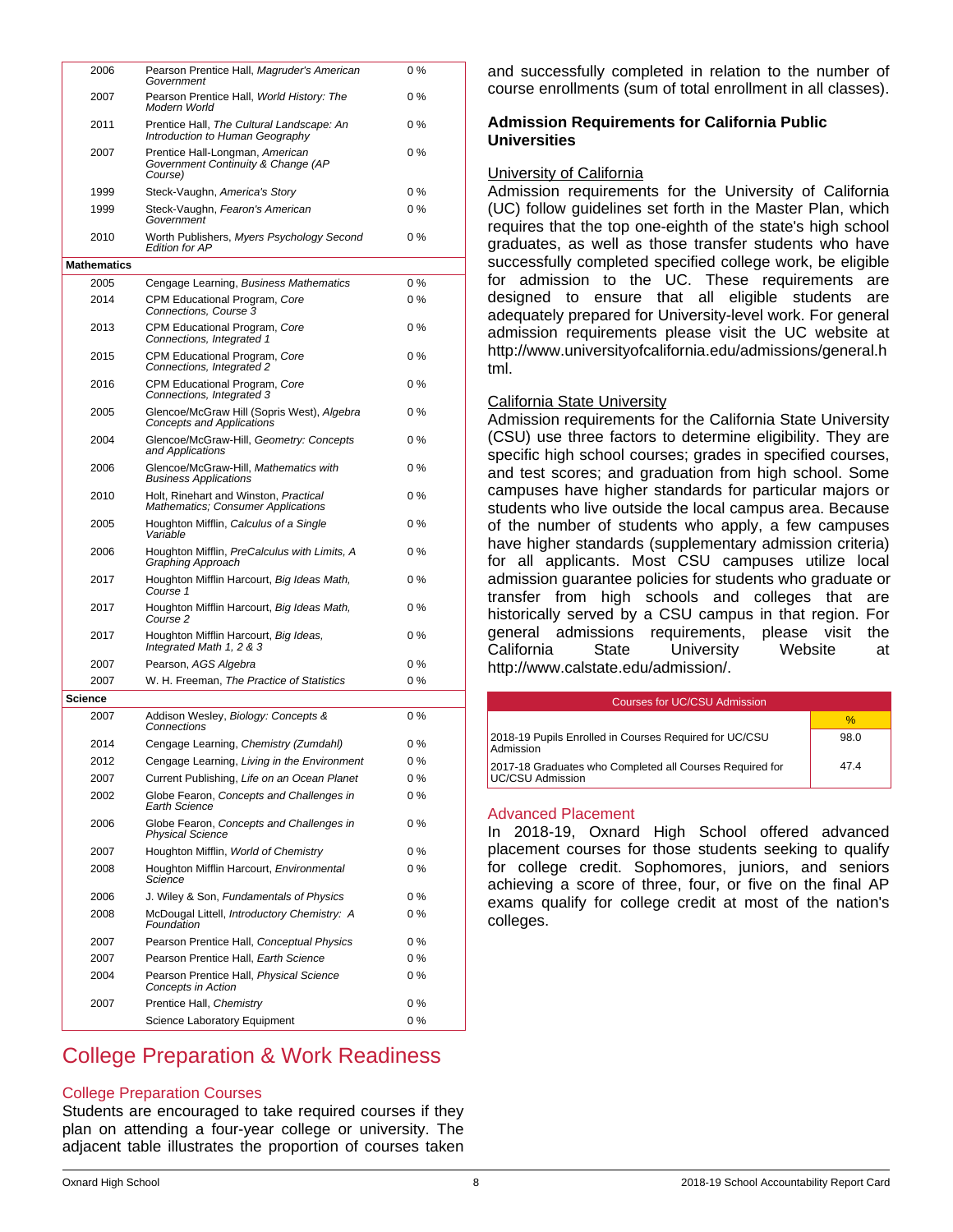| | | |
|---|---|---|
| 2006 | Pearson Prentice Hall, *Magruder's American Government* | 0 % |
| 2007 | Pearson Prentice Hall, *World History: The Modern World* | 0 % |
| 2011 | Prentice Hall, *The Cultural Landscape: An Introduction to Human Geography* | 0 % |
| 2007 | Prentice Hall-Longman, *American Government Continuity & Change (AP Course)* | 0 % |
| 1999 | Steck-Vaughn, *America's Story* | 0 % |
| 1999 | Steck-Vaughn, *Fearon's American Government* | 0 % |
| 2010 | Worth Publishers, *Myers Psychology Second Edition for AP* | 0 % |
| **Mathematics** | | |
| 2005 | Cengage Learning, *Business Mathematics* | 0 % |
| 2014 | CPM Educational Program, *Core Connections, Course 3* | 0 % |
| 2013 | CPM Educational Program, *Core Connections, Integrated 1* | 0 % |
| 2015 | CPM Educational Program, *Core Connections, Integrated 2* | 0 % |
| 2016 | CPM Educational Program, *Core Connections, Integrated 3* | 0 % |
| 2005 | Glencoe/McGraw Hill (Sopris West), *Algebra Concepts and Applications* | 0 % |
| 2004 | Glencoe/McGraw-Hill, *Geometry: Concepts and Applications* | 0 % |
| 2006 | Glencoe/McGraw-Hill, *Mathematics with Business Applications* | 0 % |
| 2010 | Holt, Rinehart and Winston, *Practical Mathematics; Consumer Applications* | 0 % |
| 2005 | Houghton Mifflin, *Calculus of a Single Variable* | 0 % |
| 2006 | Houghton Mifflin, *PreCalculus with Limits, A Graphing Approach* | 0 % |
| 2017 | Houghton Mifflin Harcourt, *Big Ideas Math, Course 1* | 0 % |
| 2017 | Houghton Mifflin Harcourt, *Big Ideas Math, Course 2* | 0 % |
| 2017 | Houghton Mifflin Harcourt, *Big Ideas, Integrated Math 1, 2 & 3* | 0 % |
| 2007 | Pearson, *AGS Algebra* | 0 % |
| 2007 | W. H. Freeman, *The Practice of Statistics* | 0 % |
| **Science** | | |
| 2007 | Addison Wesley, *Biology: Concepts & Connections* | 0 % |
| 2014 | Cengage Learning, *Chemistry (Zumdahl)* | 0 % |
| 2012 | Cengage Learning, *Living in the Environment* | 0 % |
| 2007 | Current Publishing, *Life on an Ocean Planet* | 0 % |
| 2002 | Globe Fearon, *Concepts and Challenges in Earth Science* | 0 % |
| 2006 | Globe Fearon, *Concepts and Challenges in Physical Science* | 0 % |
| 2007 | Houghton Mifflin, *World of Chemistry* | 0 % |
| 2008 | Houghton Mifflin Harcourt, *Environmental Science* | 0 % |
| 2006 | J. Wiley & Son, *Fundamentals of Physics* | 0 % |
| 2008 | McDougal Littell, *Introductory Chemistry: A Foundation* | 0 % |
| 2007 | Pearson Prentice Hall, *Conceptual Physics* | 0 % |
| 2007 | Pearson Prentice Hall, *Earth Science* | 0 % |
| 2004 | Pearson Prentice Hall, *Physical Science Concepts in Action* | 0 % |
| 2007 | Prentice Hall, *Chemistry* | 0 % |
| | Science Laboratory Equipment | 0 % |

# College Preparation & Work Readiness

## College Preparation Courses

Students are encouraged to take required courses if they plan on attending a four-year college or university. The adjacent table illustrates the proportion of courses taken and successfully completed in relation to the number of course enrollments (sum of total enrollment in all classes).

### Admission Requirements for California Public Universities

University of California

Admission requirements for the University of California (UC) follow guidelines set forth in the Master Plan, which requires that the top one-eighth of the state's high school graduates, as well as those transfer students who have successfully completed specified college work, be eligible for admission to the UC. These requirements are designed to ensure that all eligible students are adequately prepared for University-level work. For general admission requirements please visit the UC website at http://www.universityofcalifornia.edu/admissions/general.html.

California State University

Admission requirements for the California State University (CSU) use three factors to determine eligibility. They are specific high school courses; grades in specified courses, and test scores; and graduation from high school. Some campuses have higher standards for particular majors or students who live outside the local campus area. Because of the number of students who apply, a few campuses have higher standards (supplementary admission criteria) for all applicants. Most CSU campuses utilize local admission guarantee policies for students who graduate or transfer from high schools and colleges that are historically served by a CSU campus in that region. For general admissions requirements, please visit the California State University Website at http://www.calstate.edu/admission/.

| Courses for UC/CSU Admission | |
|---|---|
| | % |
| 2018-19 Pupils Enrolled in Courses Required for UC/CSU Admission | 98.0 |
| 2017-18 Graduates who Completed all Courses Required for UC/CSU Admission | 47.4 |

## Advanced Placement

In 2018-19, Oxnard High School offered advanced placement courses for those students seeking to qualify for college credit. Sophomores, juniors, and seniors achieving a score of three, four, or five on the final AP exams qualify for college credit at most of the nation's colleges.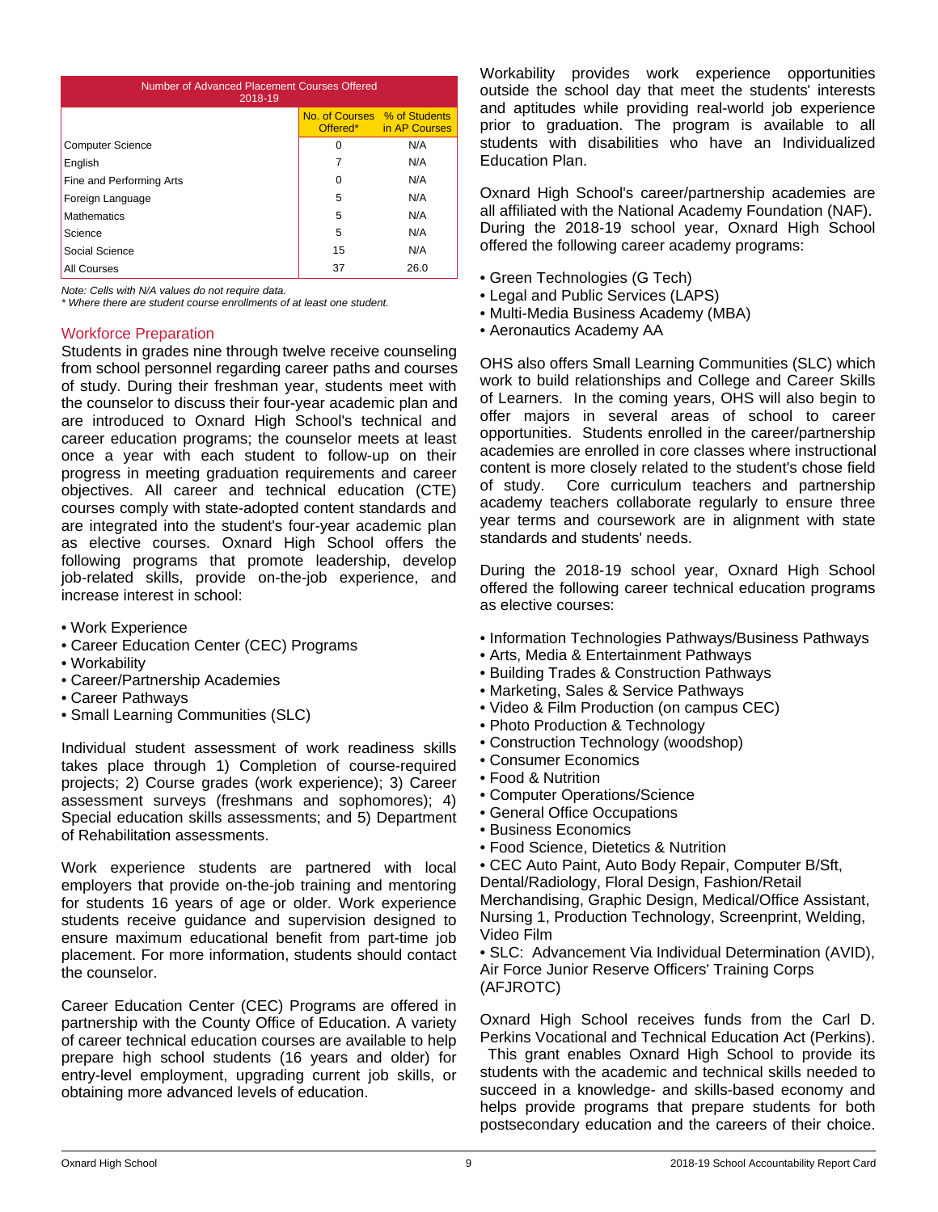| Number of Advanced Placement Courses Offered 2018-19 | | |
|---|---|---|
| | No. of Courses Offered* | % of Students in AP Courses |
| Computer Science | 0 | N/A |
| English | 7 | N/A |
| Fine and Performing Arts | 0 | N/A |
| Foreign Language | 5 | N/A |
| Mathematics | 5 | N/A |
| Science | 5 | N/A |
| Social Science | 15 | N/A |
| All Courses | 37 | 26.0 |

*Note: Cells with N/A values do not require data.*
*\* Where there are student course enrollments of at least one student.*

## Workforce Preparation

Students in grades nine through twelve receive counseling from school personnel regarding career paths and courses of study. During their freshman year, students meet with the counselor to discuss their four-year academic plan and are introduced to Oxnard High School's technical and career education programs; the counselor meets at least once a year with each student to follow-up on their progress in meeting graduation requirements and career objectives. All career and technical education (CTE) courses comply with state-adopted content standards and are integrated into the student's four-year academic plan as elective courses. Oxnard High School offers the following programs that promote leadership, develop job-related skills, provide on-the-job experience, and increase interest in school:

- Work Experience
- Career Education Center (CEC) Programs
- Workability
- Career/Partnership Academies
- Career Pathways
- Small Learning Communities (SLC)

Individual student assessment of work readiness skills takes place through 1) Completion of course-required projects; 2) Course grades (work experience); 3) Career assessment surveys (freshmans and sophomores); 4) Special education skills assessments; and 5) Department of Rehabilitation assessments.

Work experience students are partnered with local employers that provide on-the-job training and mentoring for students 16 years of age or older. Work experience students receive guidance and supervision designed to ensure maximum educational benefit from part-time job placement. For more information, students should contact the counselor.

Career Education Center (CEC) Programs are offered in partnership with the County Office of Education. A variety of career technical education courses are available to help prepare high school students (16 years and older) for entry-level employment, upgrading current job skills, or obtaining more advanced levels of education.

Workability provides work experience opportunities outside the school day that meet the students' interests and aptitudes while providing real-world job experience prior to graduation. The program is available to all students with disabilities who have an Individualized Education Plan.

Oxnard High School's career/partnership academies are all affiliated with the National Academy Foundation (NAF). During the 2018-19 school year, Oxnard High School offered the following career academy programs:

- Green Technologies (G Tech)
- Legal and Public Services (LAPS)
- Multi-Media Business Academy (MBA)
- Aeronautics Academy AA

OHS also offers Small Learning Communities (SLC) which work to build relationships and College and Career Skills of Learners. In the coming years, OHS will also begin to offer majors in several areas of school to career opportunities. Students enrolled in the career/partnership academies are enrolled in core classes where instructional content is more closely related to the student's chose field of study. Core curriculum teachers and partnership academy teachers collaborate regularly to ensure three year terms and coursework are in alignment with state standards and students' needs.

During the 2018-19 school year, Oxnard High School offered the following career technical education programs as elective courses:

- Information Technologies Pathways/Business Pathways
- Arts, Media & Entertainment Pathways
- Building Trades & Construction Pathways
- Marketing, Sales & Service Pathways
- Video & Film Production (on campus CEC)
- Photo Production & Technology
- Construction Technology (woodshop)
- Consumer Economics
- Food & Nutrition
- Computer Operations/Science
- General Office Occupations
- Business Economics
- Food Science, Dietetics & Nutrition
- CEC Auto Paint, Auto Body Repair, Computer B/Sft, Dental/Radiology, Floral Design, Fashion/Retail Merchandising, Graphic Design, Medical/Office Assistant, Nursing 1, Production Technology, Screenprint, Welding, Video Film
- SLC: Advancement Via Individual Determination (AVID), Air Force Junior Reserve Officers' Training Corps (AFJROTC)

Oxnard High School receives funds from the Carl D. Perkins Vocational and Technical Education Act (Perkins). This grant enables Oxnard High School to provide its students with the academic and technical skills needed to succeed in a knowledge- and skills-based economy and helps provide programs that prepare students for both postsecondary education and the careers of their choice.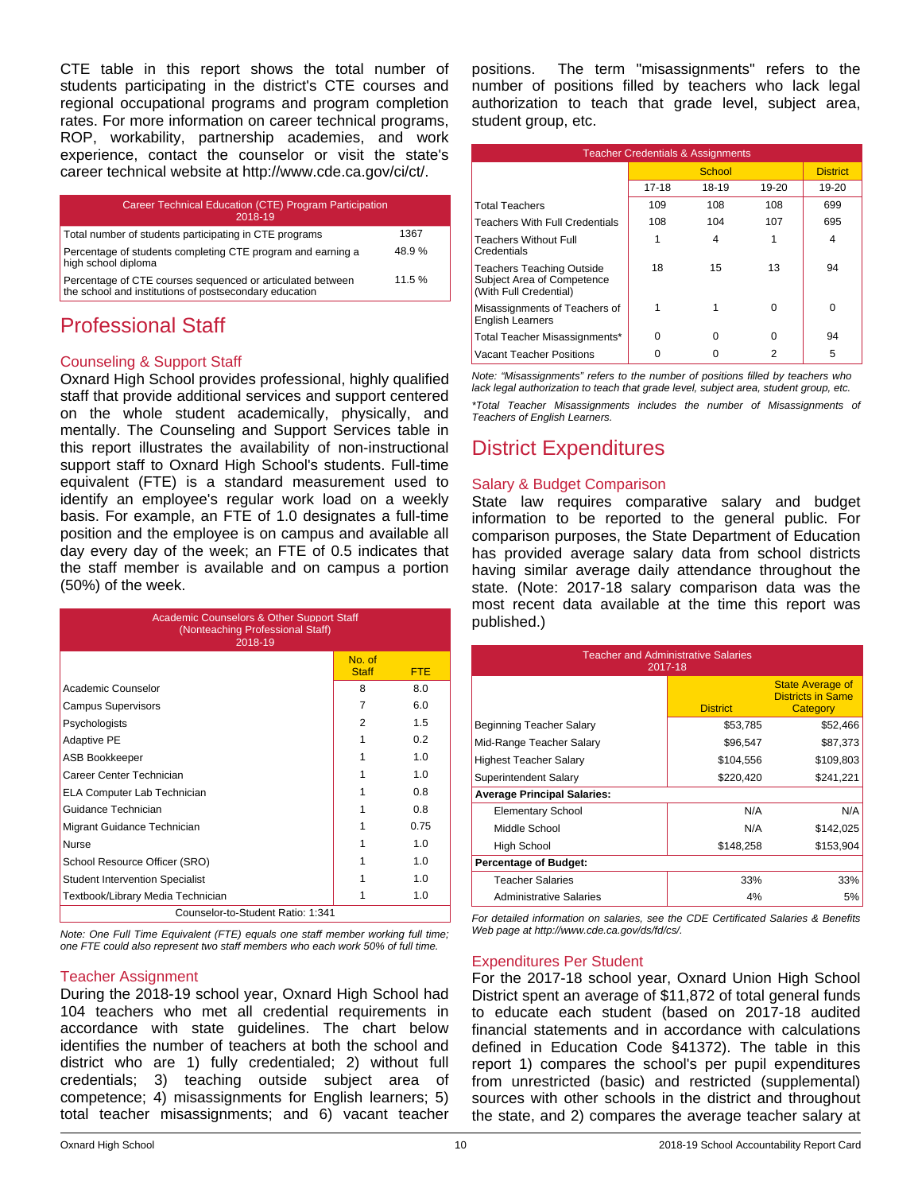CTE table in this report shows the total number of students participating in the district's CTE courses and regional occupational programs and program completion rates. For more information on career technical programs, ROP, workability, partnership academies, and work experience, contact the counselor or visit the state's career technical website at http://www.cde.ca.gov/ci/ct/.

| Career Technical Education (CTE) Program Participation 2018-19 | |
|---|---|
| Total number of students participating in CTE programs | 1367 |
| Percentage of students completing CTE program and earning a high school diploma | 48.9 % |
| Percentage of CTE courses sequenced or articulated between the school and institutions of postsecondary education | 11.5 % |

# Professional Staff

## Counseling & Support Staff

Oxnard High School provides professional, highly qualified staff that provide additional services and support centered on the whole student academically, physically, and mentally. The Counseling and Support Services table in this report illustrates the availability of non-instructional support staff to Oxnard High School's students. Full-time equivalent (FTE) is a standard measurement used to identify an employee's regular work load on a weekly basis. For example, an FTE of 1.0 designates a full-time position and the employee is on campus and available all day every day of the week; an FTE of 0.5 indicates that the staff member is available and on campus a portion (50%) of the week.

| Academic Counselors & Other Support Staff (Nonteaching Professional Staff) 2018-19 | No. of Staff | FTE |
|---|---|---|
| Academic Counselor | 8 | 8.0 |
| Campus Supervisors | 7 | 6.0 |
| Psychologists | 2 | 1.5 |
| Adaptive PE | 1 | 0.2 |
| ASB Bookkeeper | 1 | 1.0 |
| Career Center Technician | 1 | 1.0 |
| ELA Computer Lab Technician | 1 | 0.8 |
| Guidance Technician | 1 | 0.8 |
| Migrant Guidance Technician | 1 | 0.75 |
| Nurse | 1 | 1.0 |
| School Resource Officer (SRO) | 1 | 1.0 |
| Student Intervention Specialist | 1 | 1.0 |
| Textbook/Library Media Technician | 1 | 1.0 |
| Counselor-to-Student Ratio: 1:341 | | |

*Note: One Full Time Equivalent (FTE) equals one staff member working full time; one FTE could also represent two staff members who each work 50% of full time.*

## Teacher Assignment

During the 2018-19 school year, Oxnard High School had 104 teachers who met all credential requirements in accordance with state guidelines. The chart below identifies the number of teachers at both the school and district who are 1) fully credentialed; 2) without full credentials; 3) teaching outside subject area of competence; 4) misassignments for English learners; 5) total teacher misassignments; and 6) vacant teacher positions. The term "misassignments" refers to the number of positions filled by teachers who lack legal authorization to teach that grade level, subject area, student group, etc.

| Teacher Credentials & Assignments | School | | | District |
|---|---|---|---|---|
| | 17-18 | 18-19 | 19-20 | 19-20 |
| Total Teachers | 109 | 108 | 108 | 699 |
| Teachers With Full Credentials | 108 | 104 | 107 | 695 |
| Teachers Without Full Credentials | 1 | 4 | 1 | 4 |
| Teachers Teaching Outside Subject Area of Competence (With Full Credential) | 18 | 15 | 13 | 94 |
| Misassignments of Teachers of English Learners | 1 | 1 | 0 | 0 |
| Total Teacher Misassignments* | 0 | 0 | 0 | 94 |
| Vacant Teacher Positions | 0 | 0 | 2 | 5 |

*Note: "Misassignments" refers to the number of positions filled by teachers who lack legal authorization to teach that grade level, subject area, student group, etc.*

*\*Total Teacher Misassignments includes the number of Misassignments of Teachers of English Learners.*

# District Expenditures

## Salary & Budget Comparison

State law requires comparative salary and budget information to be reported to the general public. For comparison purposes, the State Department of Education has provided average salary data from school districts having similar average daily attendance throughout the state. (Note: 2017-18 salary comparison data was the most recent data available at the time this report was published.)

| Teacher and Administrative Salaries 2017-18 | District | State Average of Districts in Same Category |
|---|---|---|
| Beginning Teacher Salary | $53,785 | $52,466 |
| Mid-Range Teacher Salary | $96,547 | $87,373 |
| Highest Teacher Salary | $104,556 | $109,803 |
| Superintendent Salary | $220,420 | $241,221 |
| **Average Principal Salaries:** | | |
| Elementary School | N/A | N/A |
| Middle School | N/A | $142,025 |
| High School | $148,258 | $153,904 |
| **Percentage of Budget:** | | |
| Teacher Salaries | 33% | 33% |
| Administrative Salaries | 4% | 5% |

*For detailed information on salaries, see the CDE Certificated Salaries & Benefits Web page at http://www.cde.ca.gov/ds/fd/cs/.*

## Expenditures Per Student

For the 2017-18 school year, Oxnard Union High School District spent an average of $11,872 of total general funds to educate each student (based on 2017-18 audited financial statements and in accordance with calculations defined in Education Code §41372). The table in this report 1) compares the school's per pupil expenditures from unrestricted (basic) and restricted (supplemental) sources with other schools in the district and throughout the state, and 2) compares the average teacher salary at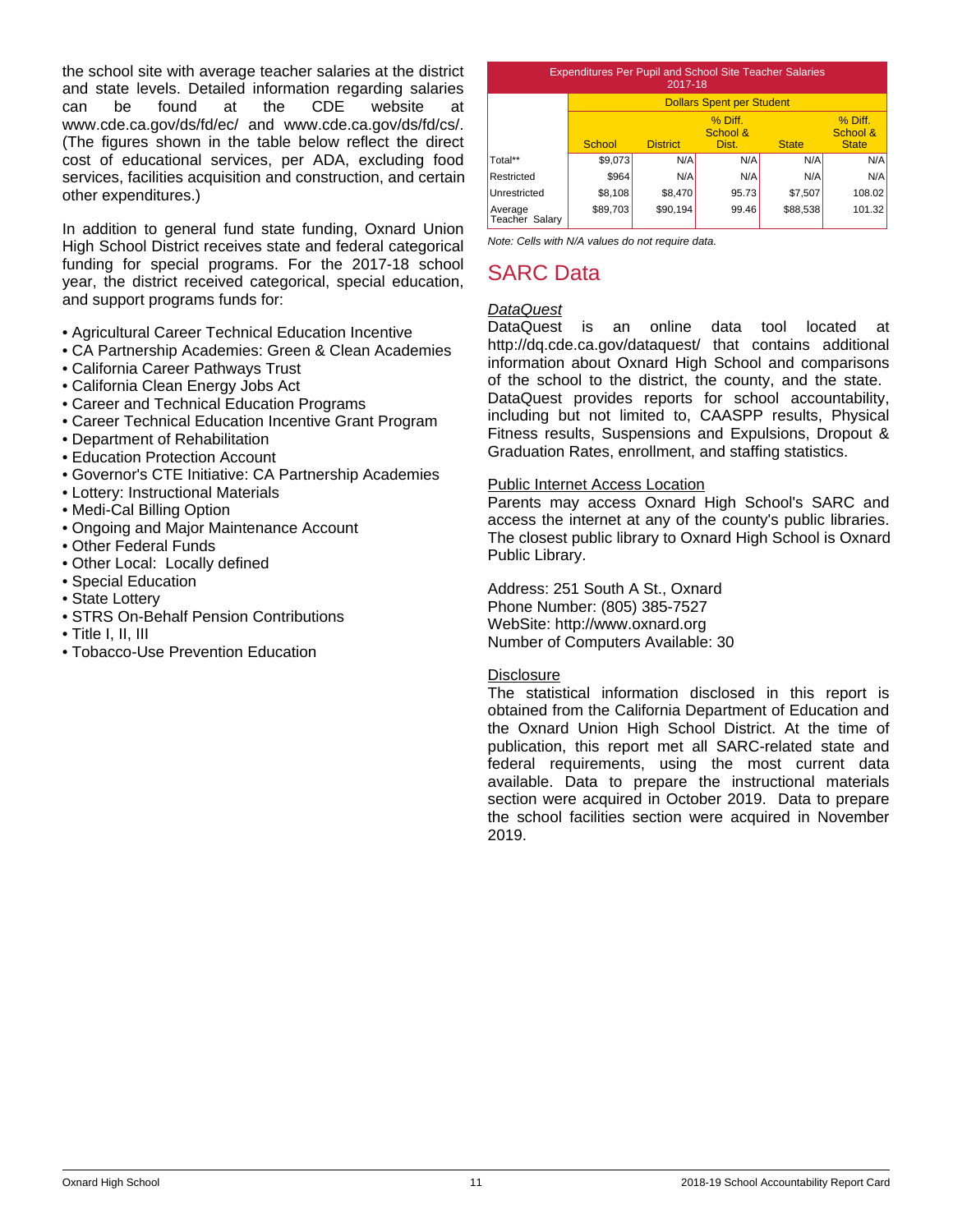the school site with average teacher salaries at the district and state levels. Detailed information regarding salaries can be found at the CDE website at www.cde.ca.gov/ds/fd/ec/ and www.cde.ca.gov/ds/fd/cs/. (The figures shown in the table below reflect the direct cost of educational services, per ADA, excluding food services, facilities acquisition and construction, and certain other expenditures.)

In addition to general fund state funding, Oxnard Union High School District receives state and federal categorical funding for special programs. For the 2017-18 school year, the district received categorical, special education, and support programs funds for:

- Agricultural Career Technical Education Incentive
- CA Partnership Academies: Green & Clean Academies
- California Career Pathways Trust
- California Clean Energy Jobs Act
- Career and Technical Education Programs
- Career Technical Education Incentive Grant Program
- Department of Rehabilitation
- Education Protection Account
- Governor's CTE Initiative: CA Partnership Academies
- Lottery: Instructional Materials
- Medi-Cal Billing Option
- Ongoing and Major Maintenance Account
- Other Federal Funds
- Other Local: Locally defined
- Special Education
- State Lottery
- STRS On-Behalf Pension Contributions
- Title I, II, III
- Tobacco-Use Prevention Education

**Expenditures Per Pupil and School Site Teacher Salaries 2017-18**

| | Dollars Spent per Student | | | | |
|---|---|---|---|---|---|
| | School | District | % Diff. School & Dist. | State | % Diff. School & State |
| Total** | $9,073 | N/A | N/A | N/A | N/A |
| Restricted | $964 | N/A | N/A | N/A | N/A |
| Unrestricted | $8,108 | $8,470 | 95.73 | $7,507 | 108.02 |
| Average Teacher Salary | $89,703 | $90,194 | 99.46 | $88,538 | 101.32 |

*Note: Cells with N/A values do not require data.*

# SARC Data

*DataQuest*

DataQuest is an online data tool located at http://dq.cde.ca.gov/dataquest/ that contains additional information about Oxnard High School and comparisons of the school to the district, the county, and the state. DataQuest provides reports for school accountability, including but not limited to, CAASPP results, Physical Fitness results, Suspensions and Expulsions, Dropout & Graduation Rates, enrollment, and staffing statistics.

Public Internet Access Location

Parents may access Oxnard High School's SARC and access the internet at any of the county's public libraries. The closest public library to Oxnard High School is Oxnard Public Library.

Address: 251 South A St., Oxnard
Phone Number: (805) 385-7527
WebSite: http://www.oxnard.org
Number of Computers Available: 30

Disclosure

The statistical information disclosed in this report is obtained from the California Department of Education and the Oxnard Union High School District. At the time of publication, this report met all SARC-related state and federal requirements, using the most current data available. Data to prepare the instructional materials section were acquired in October 2019. Data to prepare the school facilities section were acquired in November 2019.